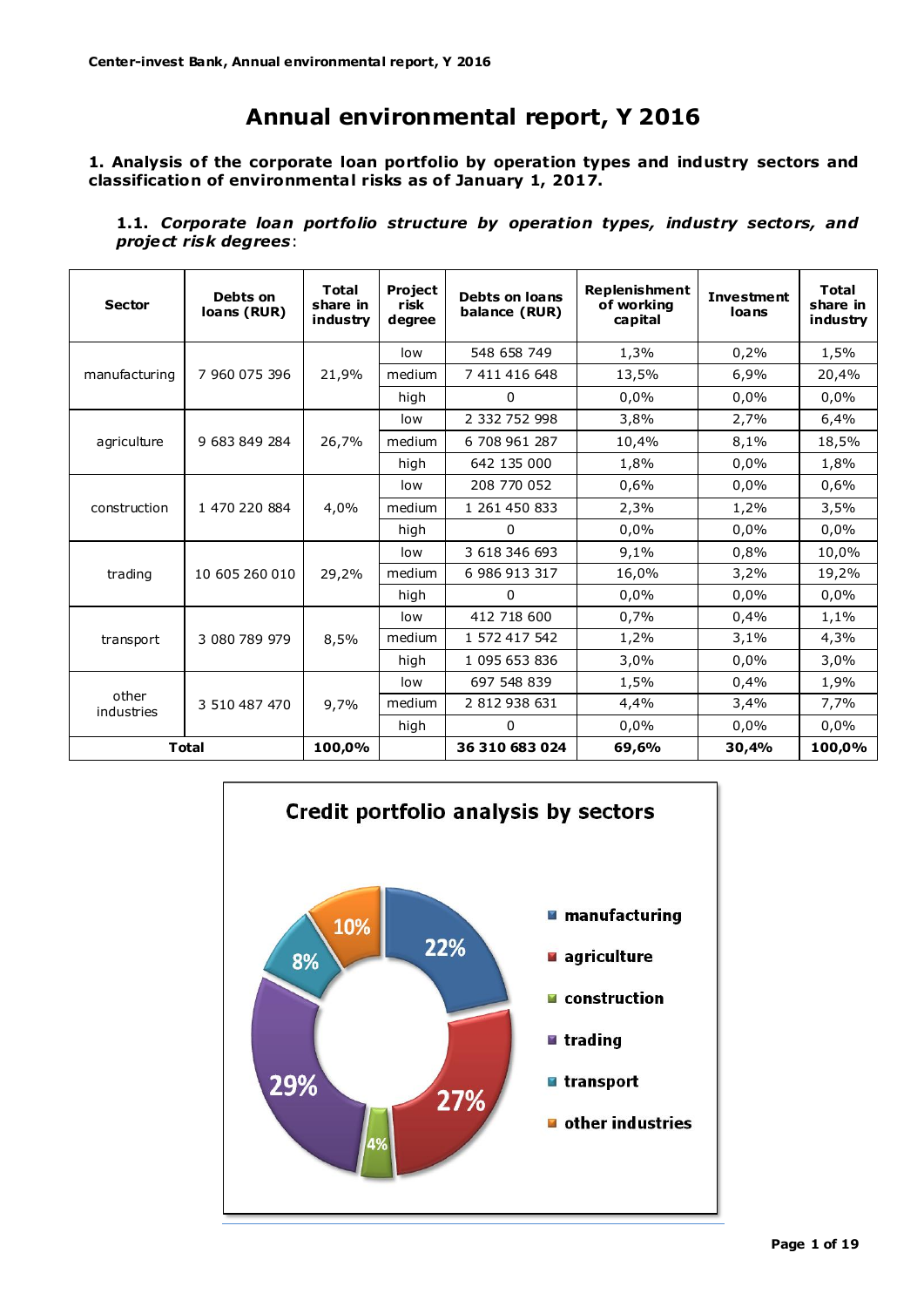# Annual environmental report, Y 2016

**1. Analysis of the corporate loan portfolio by operation types and industry sectors and classification of environmental risks as of January 1, 2017.**

**1.1. *Corporate loan portfolio structure by operation types, industry sectors, and project risk degrees*:**

| Sector | Debts on loans (RUR) | Total share in industry | Project risk degree | Debts on loans balance (RUR) | Replenishment of working capital | Investment loans | Total share in industry |
|---|---|---|---|---|---|---|---|
| manufacturing | 7 960 075 396 | 21,9% | low | 548 658 749 | 1,3% | 0,2% | 1,5% |
| | | | medium | 7 411 416 648 | 13,5% | 6,9% | 20,4% |
| | | | high | 0 | 0,0% | 0,0% | 0,0% |
| agriculture | 9 683 849 284 | 26,7% | low | 2 332 752 998 | 3,8% | 2,7% | 6,4% |
| | | | medium | 6 708 961 287 | 10,4% | 8,1% | 18,5% |
| | | | high | 642 135 000 | 1,8% | 0,0% | 1,8% |
| construction | 1 470 220 884 | 4,0% | low | 208 770 052 | 0,6% | 0,0% | 0,6% |
| | | | medium | 1 261 450 833 | 2,3% | 1,2% | 3,5% |
| | | | high | 0 | 0,0% | 0,0% | 0,0% |
| trading | 10 605 260 010 | 29,2% | low | 3 618 346 693 | 9,1% | 0,8% | 10,0% |
| | | | medium | 6 986 913 317 | 16,0% | 3,2% | 19,2% |
| | | | high | 0 | 0,0% | 0,0% | 0,0% |
| transport | 3 080 789 979 | 8,5% | low | 412 718 600 | 0,7% | 0,4% | 1,1% |
| | | | medium | 1 572 417 542 | 1,2% | 3,1% | 4,3% |
| | | | high | 1 095 653 836 | 3,0% | 0,0% | 3,0% |
| other industries | 3 510 487 470 | 9,7% | low | 697 548 839 | 1,5% | 0,4% | 1,9% |
| | | | medium | 2 812 938 631 | 4,4% | 3,4% | 7,7% |
| | | | high | 0 | 0,0% | 0,0% | 0,0% |
| **Total** | | **100,0%** | | **36 310 683 024** | **69,6%** | **30,4%** | **100,0%** |

Credit portfolio analysis by sectors

22%
27%
4%
29%
8%
10%

manufacturing
agriculture
construction
trading
transport
other industries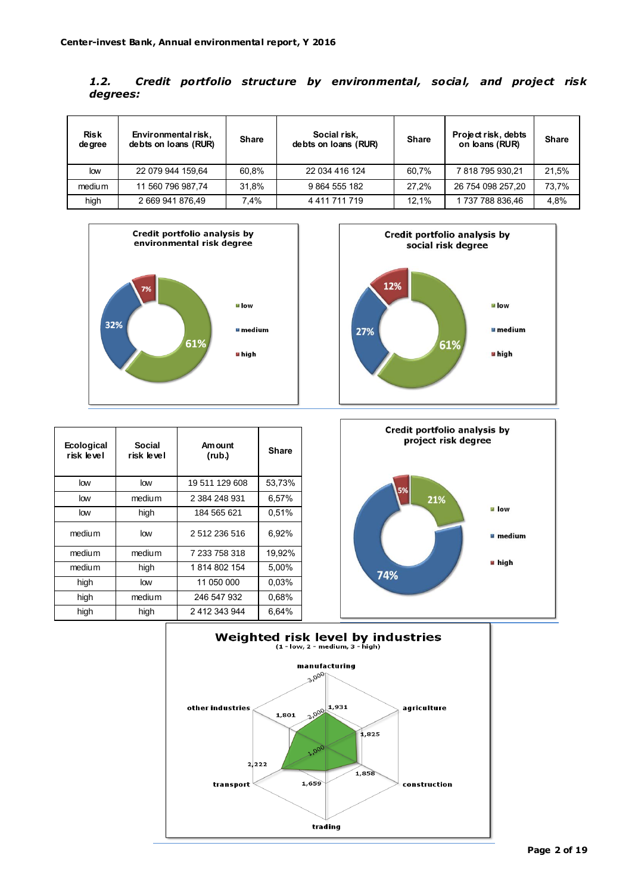### 1.2. Credit portfolio structure by environmental, social, and project risk degrees:

| Risk degree | Environmental risk, debts on loans (RUR) | Share | Social risk, debts on loans (RUR) | Share | Project risk, debts on loans (RUR) | Share |
|---|---|---|---|---|---|---|
| low | 22 079 944 159,64 | 60,8% | 22 034 416 124 | 60,7% | 7 818 795 930,21 | 21,5% |
| medium | 11 560 796 987,74 | 31,8% | 9 864 555 182 | 27,2% | 26 754 098 257,20 | 73,7% |
| high | 2 669 941 876,49 | 7,4% | 4 411 711 719 | 12,1% | 1 737 788 836,46 | 4,8% |

Credit portfolio analysis by environmental risk degree

7%
32%
61%
low
medium
high

Credit portfolio analysis by social risk degree

12%
27%
61%
low
medium
high

| Ecological risk level | Social risk level | Amount (rub.) | Share |
|---|---|---|---|
| low | low | 19 511 129 608 | 53,73% |
| low | medium | 2 384 248 931 | 6,57% |
| low | high | 184 565 621 | 0,51% |
| medium | low | 2 512 236 516 | 6,92% |
| medium | medium | 7 233 758 318 | 19,92% |
| medium | high | 1 814 802 154 | 5,00% |
| high | low | 11 050 000 | 0,03% |
| high | medium | 246 547 932 | 0,68% |
| high | high | 2 412 343 944 | 6,64% |

Credit portfolio analysis by project risk degree

5%
21%
74%
low
medium
high

Weighted risk level by industries
(1 - low, 2 - medium, 3 - high)

manufacturing
agriculture
construction
trading
transport
other industries
3,000
2,000
1,000
1,931
1,825
1,858
1,659
2,222
1,801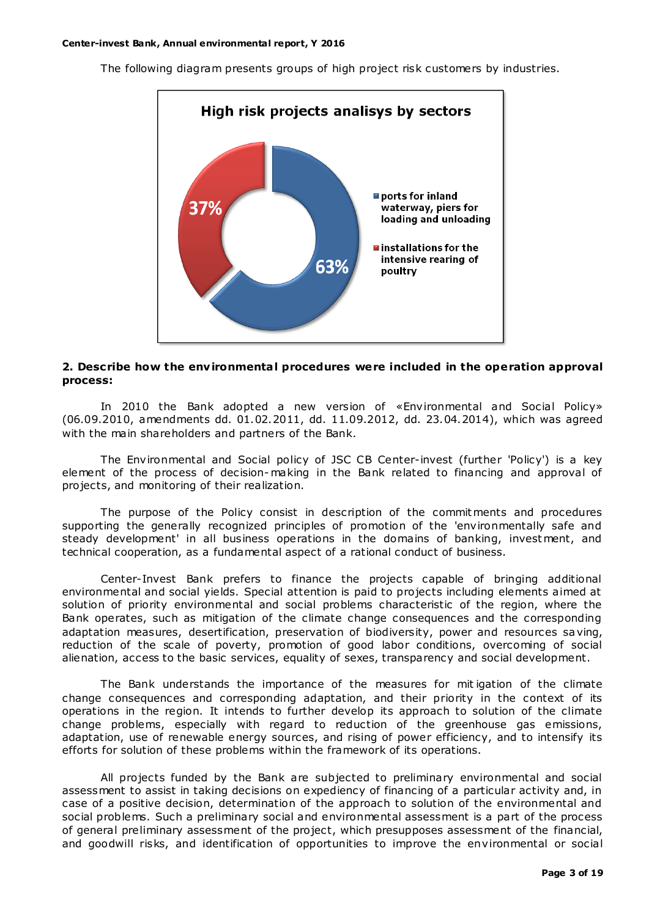The following diagram presents groups of high project risk customers by industries.

**High risk projects analisys by sectors**

- ports for inland waterway, piers for loading and unloading — 63%
- installations for the intensive rearing of poultry — 37%

**2. Describe how the environmental procedures were included in the operation approval process:**

In 2010 the Bank adopted a new version of «Environmental and Social Policy» (06.09.2010, amendments dd. 01.02.2011, dd. 11.09.2012, dd. 23.04.2014), which was agreed with the main shareholders and partners of the Bank.

The Environmental and Social policy of JSC CB Center-invest (further 'Policy') is a key element of the process of decision-making in the Bank related to financing and approval of projects, and monitoring of their realization.

The purpose of the Policy consist in description of the commitments and procedures supporting the generally recognized principles of promotion of the 'environmentally safe and steady development' in all business operations in the domains of banking, investment, and technical cooperation, as a fundamental aspect of a rational conduct of business.

Center-Invest Bank prefers to finance the projects capable of bringing additional environmental and social yields. Special attention is paid to projects including elements aimed at solution of priority environmental and social problems characteristic of the region, where the Bank operates, such as mitigation of the climate change consequences and the corresponding adaptation measures, desertification, preservation of biodiversity, power and resources saving, reduction of the scale of poverty, promotion of good labor conditions, overcoming of social alienation, access to the basic services, equality of sexes, transparency and social development.

The Bank understands the importance of the measures for mitigation of the climate change consequences and corresponding adaptation, and their priority in the context of its operations in the region. It intends to further develop its approach to solution of the climate change problems, especially with regard to reduction of the greenhouse gas emissions, adaptation, use of renewable energy sources, and rising of power efficiency, and to intensify its efforts for solution of these problems within the framework of its operations.

All projects funded by the Bank are subjected to preliminary environmental and social assessment to assist in taking decisions on expediency of financing of a particular activity and, in case of a positive decision, determination of the approach to solution of the environmental and social problems. Such a preliminary social and environmental assessment is a part of the process of general preliminary assessment of the project, which presupposes assessment of the financial, and goodwill risks, and identification of opportunities to improve the environmental or social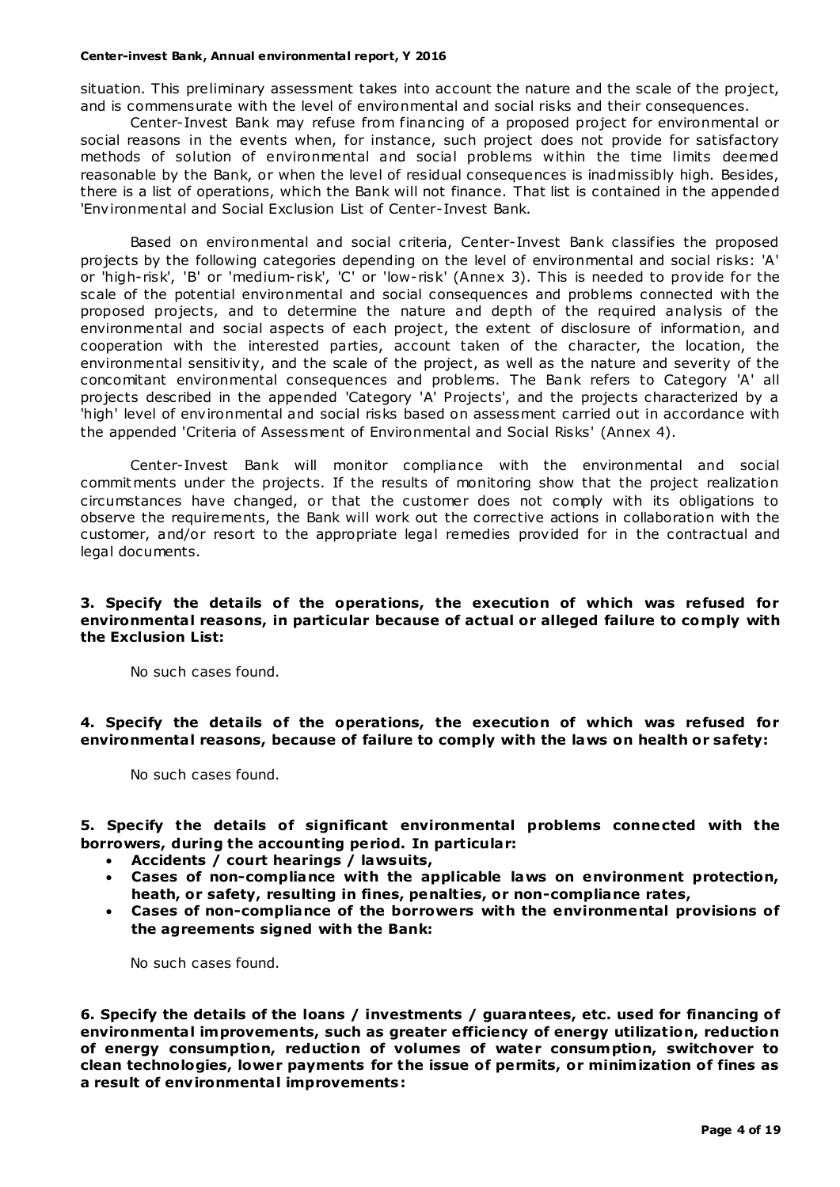situation. This preliminary assessment takes into account the nature and the scale of the project, and is commensurate with the level of environmental and social risks and their consequences.

Center-Invest Bank may refuse from financing of a proposed project for environmental or social reasons in the events when, for instance, such project does not provide for satisfactory methods of solution of environmental and social problems within the time limits deemed reasonable by the Bank, or when the level of residual consequences is inadmissibly high. Besides, there is a list of operations, which the Bank will not finance. That list is contained in the appended 'Environmental and Social Exclusion List of Center-Invest Bank.

Based on environmental and social criteria, Center-Invest Bank classifies the proposed projects by the following categories depending on the level of environmental and social risks: 'A' or 'high-risk', 'B' or 'medium-risk', 'C' or 'low-risk' (Annex 3). This is needed to provide for the scale of the potential environmental and social consequences and problems connected with the proposed projects, and to determine the nature and depth of the required analysis of the environmental and social aspects of each project, the extent of disclosure of information, and cooperation with the interested parties, account taken of the character, the location, the environmental sensitivity, and the scale of the project, as well as the nature and severity of the concomitant environmental consequences and problems. The Bank refers to Category 'A' all projects described in the appended 'Category 'A' Projects', and the projects characterized by a 'high' level of environmental and social risks based on assessment carried out in accordance with the appended 'Criteria of Assessment of Environmental and Social Risks' (Annex 4).

Center-Invest Bank will monitor compliance with the environmental and social commitments under the projects. If the results of monitoring show that the project realization circumstances have changed, or that the customer does not comply with its obligations to observe the requirements, the Bank will work out the corrective actions in collaboration with the customer, and/or resort to the appropriate legal remedies provided for in the contractual and legal documents.

**3. Specify the details of the operations, the execution of which was refused for environmental reasons, in particular because of actual or alleged failure to comply with the Exclusion List:**

No such cases found.

**4. Specify the details of the operations, the execution of which was refused for environmental reasons, because of failure to comply with the laws on health or safety:**

No such cases found.

**5. Specify the details of significant environmental problems connected with the borrowers, during the accounting period. In particular:**

- **Accidents / court hearings / lawsuits,**
- **Cases of non-compliance with the applicable laws on environment protection, heath, or safety, resulting in fines, penalties, or non-compliance rates,**
- **Cases of non-compliance of the borrowers with the environmental provisions of the agreements signed with the Bank:**

No such cases found.

**6. Specify the details of the loans / investments / guarantees, etc. used for financing of environmental improvements, such as greater efficiency of energy utilization, reduction of energy consumption, reduction of volumes of water consumption, switchover to clean technologies, lower payments for the issue of permits, or minimization of fines as a result of environmental improvements:**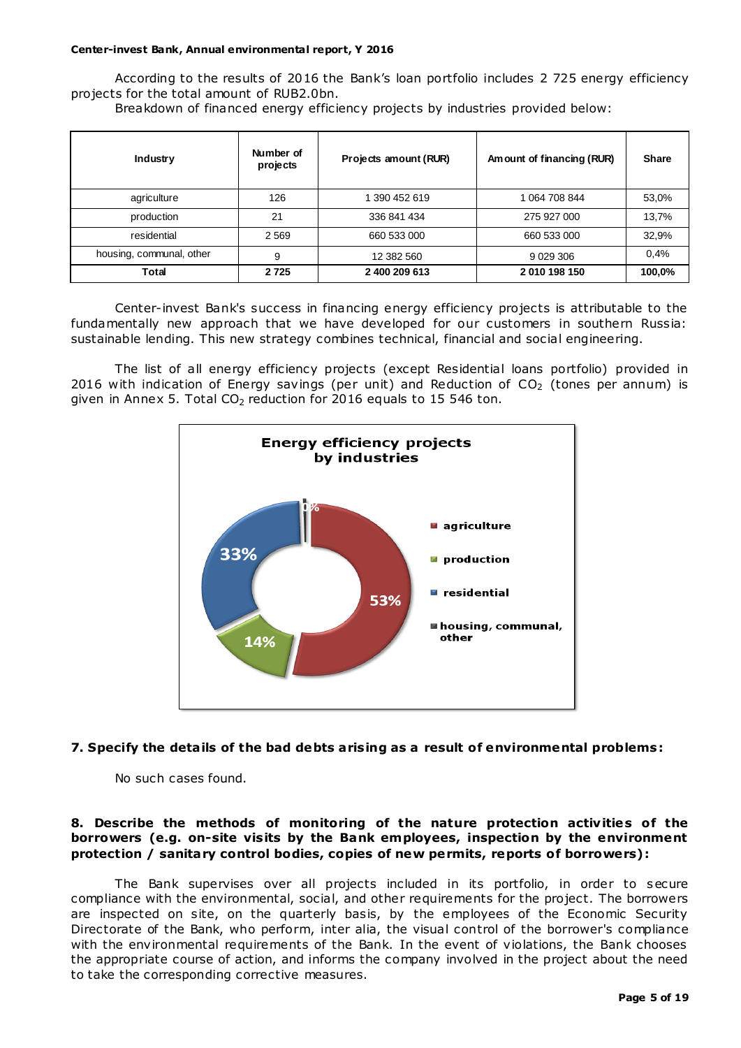According to the results of 2016 the Bank's loan portfolio includes 2 725 energy efficiency projects for the total amount of RUB2.0bn.

Breakdown of financed energy efficiency projects by industries provided below:

| Industry | Number of projects | Projects amount (RUR) | Amount of financing (RUR) | Share |
|---|---|---|---|---|
| agriculture | 126 | 1 390 452 619 | 1 064 708 844 | 53,0% |
| production | 21 | 336 841 434 | 275 927 000 | 13,7% |
| residential | 2 569 | 660 533 000 | 660 533 000 | 32,9% |
| housing, communal, other | 9 | 12 382 560 | 9 029 306 | 0,4% |
| **Total** | **2 725** | **2 400 209 613** | **2 010 198 150** | **100,0%** |

Center-invest Bank's success in financing energy efficiency projects is attributable to the fundamentally new approach that we have developed for our customers in southern Russia: sustainable lending. This new strategy combines technical, financial and social engineering.

The list of all energy efficiency projects (except Residential loans portfolio) provided in 2016 with indication of Energy savings (per unit) and Reduction of $CO_2$ (tones per annum) is given in Annex 5. Total $CO_2$ reduction for 2016 equals to 15 546 ton.

**Energy efficiency projects by industries**

0%
53%
14%
33%

agriculture
production
residential
housing, communal, other

### 7. Specify the details of the bad debts arising as a result of environmental problems:

No such cases found.

### 8. Describe the methods of monitoring of the nature protection activities of the borrowers (e.g. on-site visits by the Bank employees, inspection by the environment protection / sanitary control bodies, copies of new permits, reports of borrowers):

The Bank supervises over all projects included in its portfolio, in order to secure compliance with the environmental, social, and other requirements for the project. The borrowers are inspected on site, on the quarterly basis, by the employees of the Economic Security Directorate of the Bank, who perform, inter alia, the visual control of the borrower's compliance with the environmental requirements of the Bank. In the event of violations, the Bank chooses the appropriate course of action, and informs the company involved in the project about the need to take the corresponding corrective measures.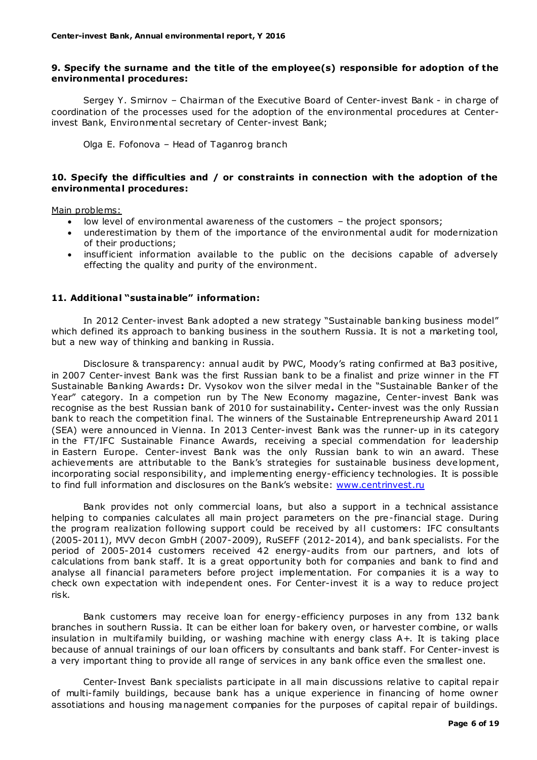### 9. Specify the surname and the title of the employee(s) responsible for adoption of the environmental procedures:

Sergey Y. Smirnov – Chairman of the Executive Board of Center-invest Bank - in charge of coordination of the processes used for the adoption of the environmental procedures at Center-invest Bank, Environmental secretary of Center-invest Bank;

Olga E. Fofonova – Head of Taganrog branch

### 10. Specify the difficulties and / or constraints in connection with the adoption of the environmental procedures:

Main problems:

- low level of environmental awareness of the customers – the project sponsors;
- underestimation by them of the importance of the environmental audit for modernization of their productions;
- insufficient information available to the public on the decisions capable of adversely effecting the quality and purity of the environment.

### 11. Additional "sustainable" information:

In 2012 Center-invest Bank adopted a new strategy "Sustainable banking business model" which defined its approach to banking business in the southern Russia. It is not a marketing tool, but a new way of thinking and banking in Russia.

Disclosure & transparency: annual audit by PWC, Moody's rating confirmed at Ba3 positive, in 2007 Center-invest Bank was the first Russian bank to be a finalist and prize winner in the FT Sustainable Banking Awards**:** Dr. Vysokov won the silver medal in the "Sustainable Banker of the Year" category. In a competion run by The New Economy magazine, Center-invest Bank was recognise as the best Russian bank of 2010 for sustainability**.** Center-invest was the only Russian bank to reach the competition final. The winners of the Sustainable Entrepreneurship Award 2011 (SEA) were announced in Vienna. In 2013 Center-invest Bank was the runner-up in its category in the FT/IFC Sustainable Finance Awards, receiving a special commendation for leadership in Eastern Europe. Center-invest Bank was the only Russian bank to win an award. These achievements are attributable to the Bank's strategies for sustainable business development, incorporating social responsibility, and implementing energy-efficiency technologies. It is possible to find full information and disclosures on the Bank's website: [www.centrinvest.ru](www.centrinvest.ru)

Bank provides not only commercial loans, but also a support in a technical assistance helping to companies calculates all main project parameters on the pre-financial stage. During the program realization following support could be received by all customers: IFC consultants (2005-2011), MVV decon GmbH (2007-2009), RuSEFF (2012-2014), and bank specialists. For the period of 2005-2014 customers received 42 energy-audits from our partners, and lots of calculations from bank staff. It is a great opportunity both for companies and bank to find and analyse all financial parameters before project implementation. For companies it is a way to check own expectation with independent ones. For Center-invest it is a way to reduce project risk.

Bank customers may receive loan for energy-efficiency purposes in any from 132 bank branches in southern Russia. It can be either loan for bakery oven, or harvester combine, or walls insulation in multifamily building, or washing machine with energy class A+. It is taking place because of annual trainings of our loan officers by consultants and bank staff. For Center-invest is a very important thing to provide all range of services in any bank office even the smallest one.

Center-Invest Bank specialists participate in all main discussions relative to capital repair of multi-family buildings, because bank has a unique experience in financing of home owner assotiations and housing management companies for the purposes of capital repair of buildings.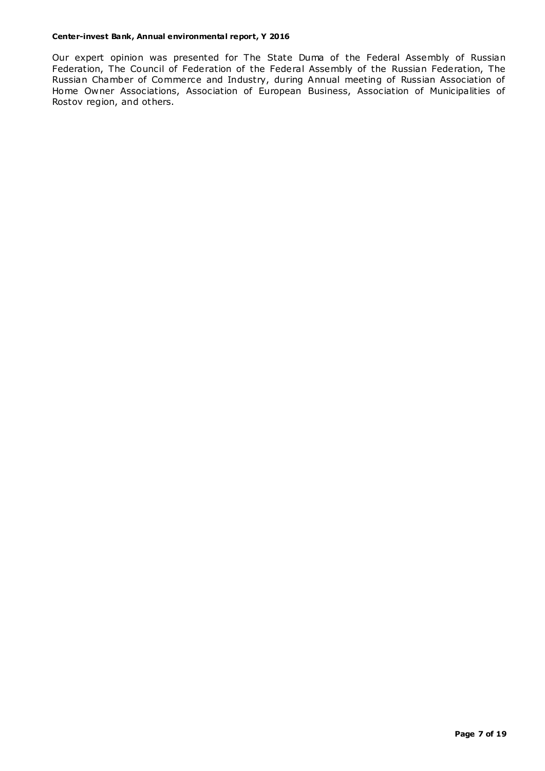Our expert opinion was presented for The State Duma of the Federal Assembly of Russian Federation, The Council of Federation of the Federal Assembly of the Russian Federation, The Russian Chamber of Commerce and Industry, during Annual meeting of Russian Association of Home Owner Associations, Association of European Business, Association of Municipalities of Rostov region, and others.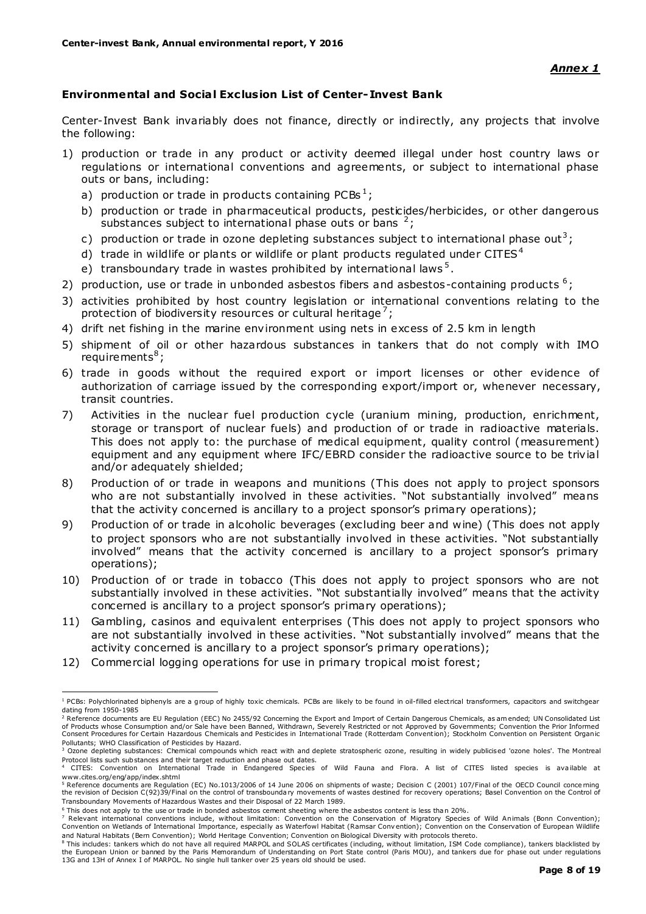*Annex 1*

### Environmental and Social Exclusion List of Center-Invest Bank

Center-Invest Bank invariably does not finance, directly or indirectly, any projects that involve the following:

1) production or trade in any product or activity deemed illegal under host country laws or regulations or international conventions and agreements, or subject to international phase outs or bans, including:
   a) production or trade in products containing PCBs[1];
   b) production or trade in pharmaceutical products, pesticides/herbicides, or other dangerous substances subject to international phase outs or bans [2];
   c) production or trade in ozone depleting substances subject to international phase out[3];
   d) trade in wildlife or plants or wildlife or plant products regulated under CITES[4]
   e) transboundary trade in wastes prohibited by international laws[5].
2) production, use or trade in unbonded asbestos fibers and asbestos-containing products [6];
3) activities prohibited by host country legislation or international conventions relating to the protection of biodiversity resources or cultural heritage[7];
4) drift net fishing in the marine environment using nets in excess of 2.5 km in length
5) shipment of oil or other hazardous substances in tankers that do not comply with IMO requirements[8];
6) trade in goods without the required export or import licenses or other evidence of authorization of carriage issued by the corresponding export/import or, whenever necessary, transit countries.
7) Activities in the nuclear fuel production cycle (uranium mining, production, enrichment, storage or transport of nuclear fuels) and production of or trade in radioactive materials. This does not apply to: the purchase of medical equipment, quality control (measurement) equipment and any equipment where IFC/EBRD consider the radioactive source to be trivial and/or adequately shielded;
8) Production of or trade in weapons and munitions (This does not apply to project sponsors who are not substantially involved in these activities. "Not substantially involved" means that the activity concerned is ancillary to a project sponsor's primary operations);
9) Production of or trade in alcoholic beverages (excluding beer and wine) (This does not apply to project sponsors who are not substantially involved in these activities. "Not substantially involved" means that the activity concerned is ancillary to a project sponsor's primary operations);
10) Production of or trade in tobacco (This does not apply to project sponsors who are not substantially involved in these activities. "Not substantially involved" means that the activity concerned is ancillary to a project sponsor's primary operations);
11) Gambling, casinos and equivalent enterprises (This does not apply to project sponsors who are not substantially involved in these activities. "Not substantially involved" means that the activity concerned is ancillary to a project sponsor's primary operations);
12) Commercial logging operations for use in primary tropical moist forest;

---

[1] PCBs: Polychlorinated biphenyls are a group of highly toxic chemicals. PCBs are likely to be found in oil-filled electrical transformers, capacitors and switchgear dating from 1950-1985

[2] Reference documents are EU Regulation (EEC) No 2455/92 Concerning the Export and Import of Certain Dangerous Chemicals, as amended; UN Consolidated List of Products whose Consumption and/or Sale have been Banned, Withdrawn, Severely Restricted or not Approved by Governments; Convention the Prior Informed Consent Procedures for Certain Hazardous Chemicals and Pesticides in International Trade (Rotterdam Convention); Stockholm Convention on Persistent Organic Pollutants; WHO Classification of Pesticides by Hazard.

[3] Ozone depleting substances: Chemical compounds which react with and deplete stratospheric ozone, resulting in widely publicised 'ozone holes'. The Montreal Protocol lists such substances and their target reduction and phase out dates.

[4] CITES: Convention on International Trade in Endangered Species of Wild Fauna and Flora. A list of CITES listed species is available at www.cites.org/eng/app/index.shtml

[5] Reference documents are Regulation (EC) No.1013/2006 of 14 June 2006 on shipments of waste; Decision C (2001) 107/Final of the OECD Council concerning the revision of Decision C(92)39/Final on the control of transboundary movements of wastes destined for recovery operations; Basel Convention on the Control of Transboundary Movements of Hazardous Wastes and their Disposal of 22 March 1989.

[6] This does not apply to the use or trade in bonded asbestos cement sheeting where the asbestos content is less than 20%.

[7] Relevant international conventions include, without limitation: Convention on the Conservation of Migratory Species of Wild Animals (Bonn Convention); Convention on Wetlands of International Importance, especially as Waterfowl Habitat (Ramsar Convention); Convention on the Conservation of European Wildlife and Natural Habitats (Bern Convention); World Heritage Convention; Convention on Biological Diversity with protocols thereto.

[8] This includes: tankers which do not have all required MARPOL and SOLAS certificates (including, without limitation, ISM Code compliance), tankers blacklisted by the European Union or banned by the Paris Memorandum of Understanding on Port State control (Paris MOU), and tankers due for phase out under regulations 13G and 13H of Annex I of MARPOL. No single hull tanker over 25 years old should be used.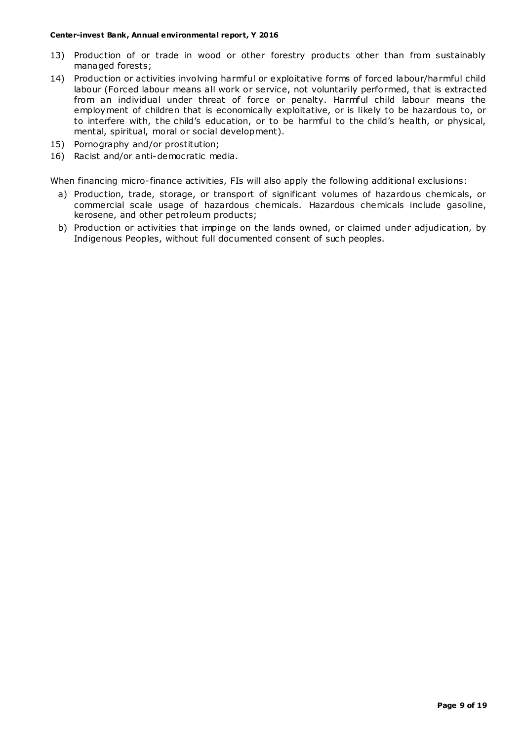13) Production of or trade in wood or other forestry products other than from sustainably managed forests;
14) Production or activities involving harmful or exploitative forms of forced labour/harmful child labour (Forced labour means all work or service, not voluntarily performed, that is extracted from an individual under threat of force or penalty. Harmful child labour means the employment of children that is economically exploitative, or is likely to be hazardous to, or to interfere with, the child's education, or to be harmful to the child's health, or physical, mental, spiritual, moral or social development).
15) Pornography and/or prostitution;
16) Racist and/or anti-democratic media.

When financing micro-finance activities, FIs will also apply the following additional exclusions:

a) Production, trade, storage, or transport of significant volumes of hazardous chemicals, or commercial scale usage of hazardous chemicals. Hazardous chemicals include gasoline, kerosene, and other petroleum products;
b) Production or activities that impinge on the lands owned, or claimed under adjudication, by Indigenous Peoples, without full documented consent of such peoples.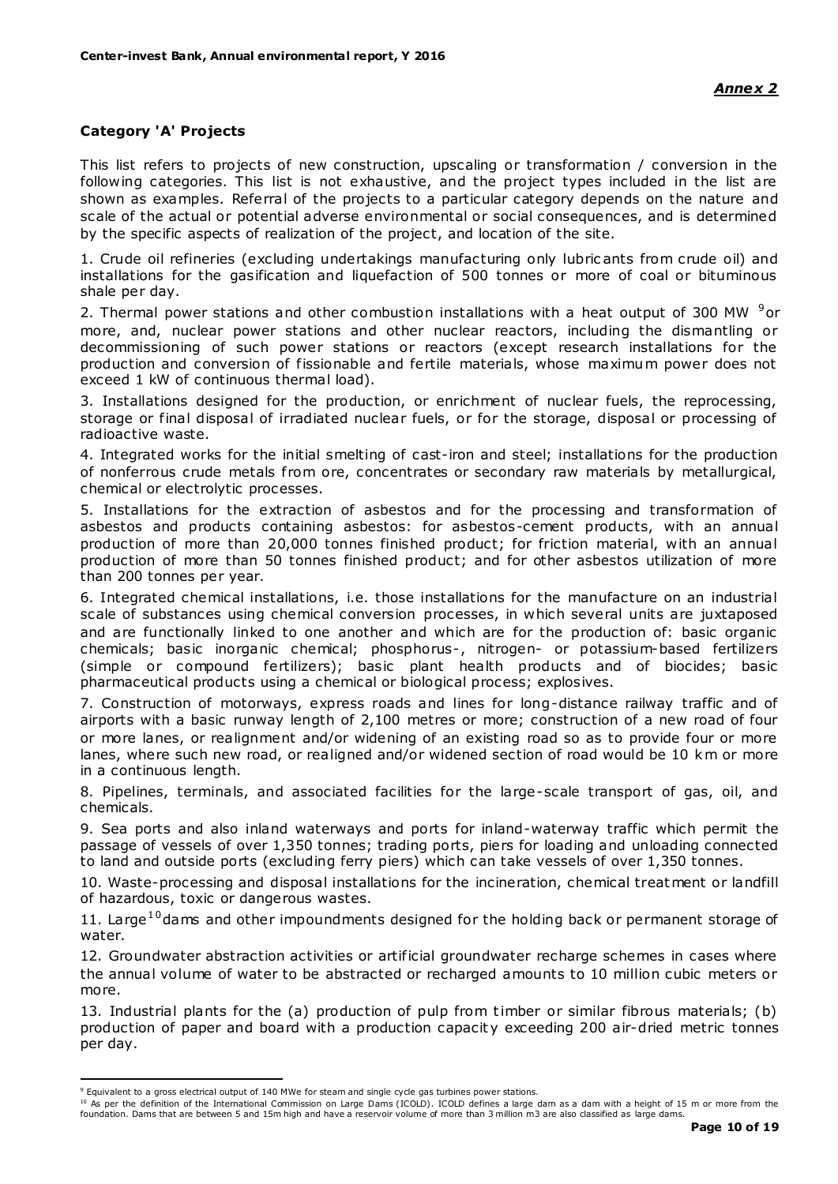*Annex 2*

**Category 'A' Projects**

This list refers to projects of new construction, upscaling or transformation / conversion in the following categories. This list is not exhaustive, and the project types included in the list are shown as examples. Referral of the projects to a particular category depends on the nature and scale of the actual or potential adverse environmental or social consequences, and is determined by the specific aspects of realization of the project, and location of the site.

1. Crude oil refineries (excluding undertakings manufacturing only lubricants from crude oil) and installations for the gasification and liquefaction of 500 tonnes or more of coal or bituminous shale per day.

2. Thermal power stations and other combustion installations with a heat output of 300 MW [9] or more, and, nuclear power stations and other nuclear reactors, including the dismantling or decommissioning of such power stations or reactors (except research installations for the production and conversion of fissionable and fertile materials, whose maximum power does not exceed 1 kW of continuous thermal load).

3. Installations designed for the production, or enrichment of nuclear fuels, the reprocessing, storage or final disposal of irradiated nuclear fuels, or for the storage, disposal or processing of radioactive waste.

4. Integrated works for the initial smelting of cast-iron and steel; installations for the production of nonferrous crude metals from ore, concentrates or secondary raw materials by metallurgical, chemical or electrolytic processes.

5. Installations for the extraction of asbestos and for the processing and transformation of asbestos and products containing asbestos: for asbestos-cement products, with an annual production of more than 20,000 tonnes finished product; for friction material, with an annual production of more than 50 tonnes finished product; and for other asbestos utilization of more than 200 tonnes per year.

6. Integrated chemical installations, i.e. those installations for the manufacture on an industrial scale of substances using chemical conversion processes, in which several units are juxtaposed and are functionally linked to one another and which are for the production of: basic organic chemicals; basic inorganic chemical; phosphorus-, nitrogen- or potassium-based fertilizers (simple or compound fertilizers); basic plant health products and of biocides; basic pharmaceutical products using a chemical or biological process; explosives.

7. Construction of motorways, express roads and lines for long-distance railway traffic and of airports with a basic runway length of 2,100 metres or more; construction of a new road of four or more lanes, or realignment and/or widening of an existing road so as to provide four or more lanes, where such new road, or realigned and/or widened section of road would be 10 km or more in a continuous length.

8. Pipelines, terminals, and associated facilities for the large-scale transport of gas, oil, and chemicals.

9. Sea ports and also inland waterways and ports for inland-waterway traffic which permit the passage of vessels of over 1,350 tonnes; trading ports, piers for loading and unloading connected to land and outside ports (excluding ferry piers) which can take vessels of over 1,350 tonnes.

10. Waste-processing and disposal installations for the incineration, chemical treatment or landfill of hazardous, toxic or dangerous wastes.

11. Large[10] dams and other impoundments designed for the holding back or permanent storage of water.

12. Groundwater abstraction activities or artificial groundwater recharge schemes in cases where the annual volume of water to be abstracted or recharged amounts to 10 million cubic meters or more.

13. Industrial plants for the (a) production of pulp from timber or similar fibrous materials; (b) production of paper and board with a production capacity exceeding 200 air-dried metric tonnes per day.

---

[9] Equivalent to a gross electrical output of 140 MWe for steam and single cycle gas turbines power stations.

[10] As per the definition of the International Commission on Large Dams (ICOLD). ICOLD defines a large dam as a dam with a height of 15 m or more from the foundation. Dams that are between 5 and 15m high and have a reservoir volume of more than 3 million m3 are also classified as large dams.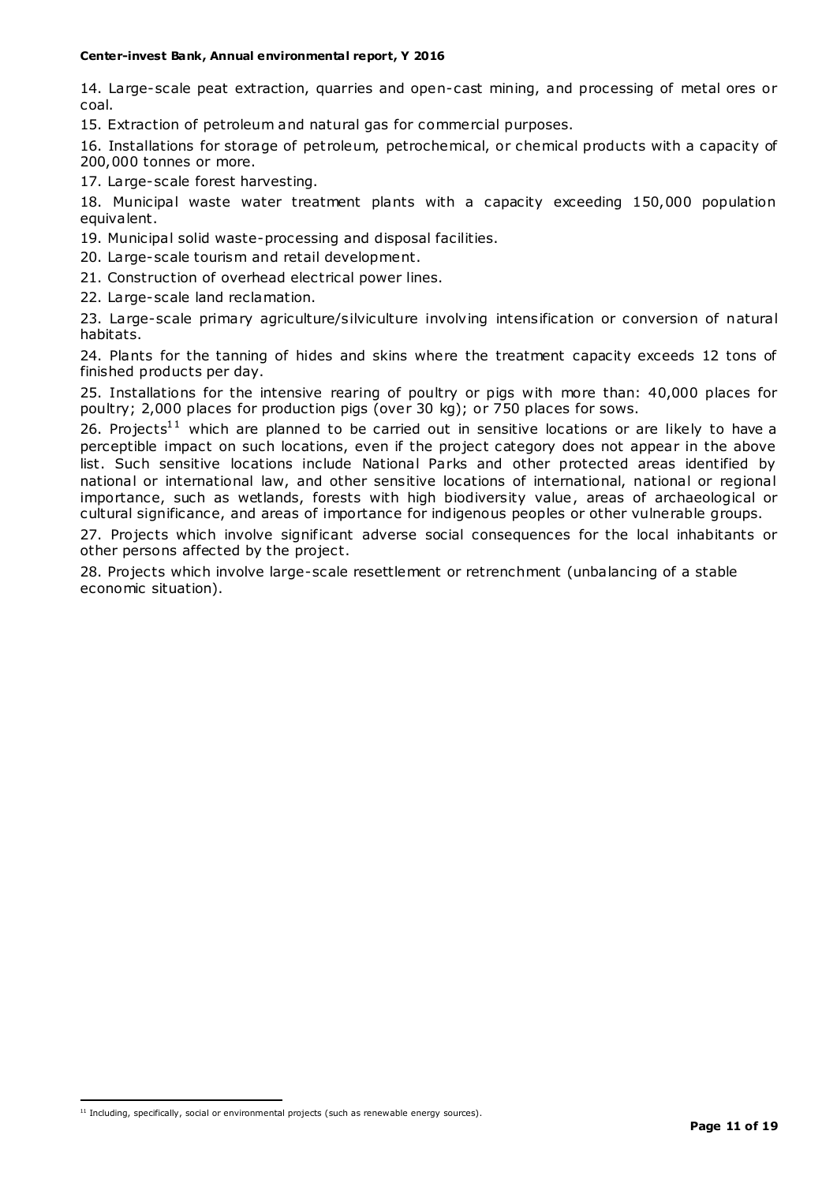14. Large-scale peat extraction, quarries and open-cast mining, and processing of metal ores or coal.

15. Extraction of petroleum and natural gas for commercial purposes.

16. Installations for storage of petroleum, petrochemical, or chemical products with a capacity of 200,000 tonnes or more.

17. Large-scale forest harvesting.

18. Municipal waste water treatment plants with a capacity exceeding 150,000 population equivalent.

19. Municipal solid waste-processing and disposal facilities.

20. Large-scale tourism and retail development.

21. Construction of overhead electrical power lines.

22. Large-scale land reclamation.

23. Large-scale primary agriculture/silviculture involving intensification or conversion of natural habitats.

24. Plants for the tanning of hides and skins where the treatment capacity exceeds 12 tons of finished products per day.

25. Installations for the intensive rearing of poultry or pigs with more than: 40,000 places for poultry; 2,000 places for production pigs (over 30 kg); or 750 places for sows.

26. Projects[11] which are planned to be carried out in sensitive locations or are likely to have a perceptible impact on such locations, even if the project category does not appear in the above list. Such sensitive locations include National Parks and other protected areas identified by national or international law, and other sensitive locations of international, national or regional importance, such as wetlands, forests with high biodiversity value, areas of archaeological or cultural significance, and areas of importance for indigenous peoples or other vulnerable groups.

27. Projects which involve significant adverse social consequences for the local inhabitants or other persons affected by the project.

28. Projects which involve large-scale resettlement or retrenchment (unbalancing of a stable economic situation).

[11] Including, specifically, social or environmental projects (such as renewable energy sources).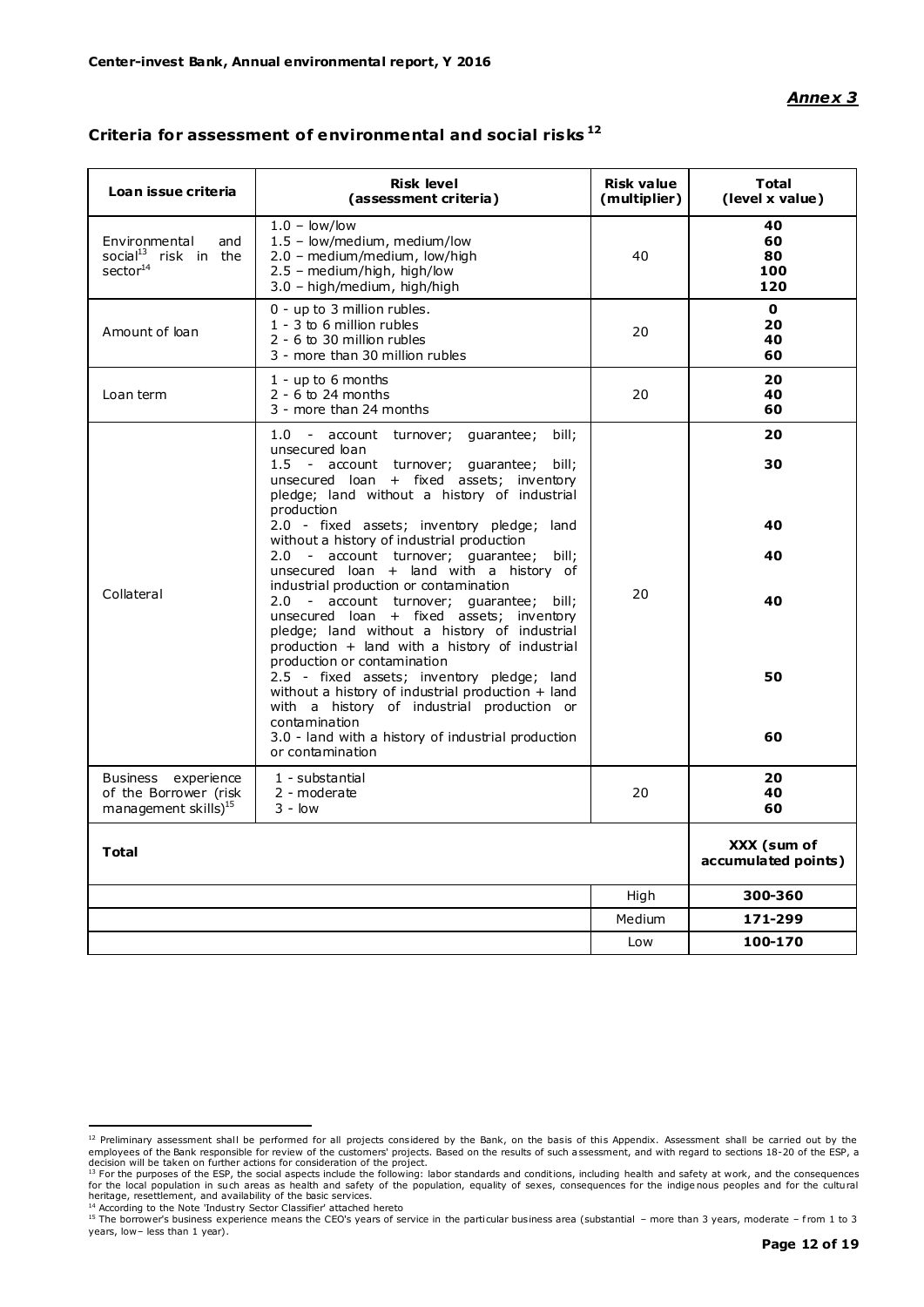*Annex 3*

## Criteria for assessment of environmental and social risks[12]

| Loan issue criteria | Risk level (assessment criteria) | Risk value (multiplier) | Total (level x value) |
|---|---|---|---|
| Environmental and social[13] risk in the sector[14] | 1.0 – low/low<br>1.5 – low/medium, medium/low<br>2.0 – medium/medium, low/high<br>2.5 – medium/high, high/low<br>3.0 – high/medium, high/high | 40 | **40**<br>**60**<br>**80**<br>**100**<br>**120** |
| Amount of loan | 0 - up to 3 million rubles.<br>1 - 3 to 6 million rubles<br>2 - 6 to 30 million rubles<br>3 - more than 30 million rubles | 20 | **0**<br>**20**<br>**40**<br>**60** |
| Loan term | 1 - up to 6 months<br>2 - 6 to 24 months<br>3 - more than 24 months | 20 | **20**<br>**40**<br>**60** |
| Collateral | 1.0 - account turnover; guarantee; bill; unsecured loan<br>1.5 - account turnover; guarantee; bill; unsecured loan + fixed assets; inventory pledge; land without a history of industrial production<br>2.0 - fixed assets; inventory pledge; land without a history of industrial production<br>2.0 - account turnover; guarantee; bill; unsecured loan + land with a history of industrial production or contamination<br>2.0 - account turnover; guarantee; bill; unsecured loan + fixed assets; inventory pledge; land without a history of industrial production + land with a history of industrial production or contamination<br>2.5 - fixed assets; inventory pledge; land without a history of industrial production + land with a history of industrial production or contamination<br>3.0 - land with a history of industrial production or contamination | 20 | **20**<br>**30**<br>**40**<br>**40**<br>**40**<br>**50**<br>**60** |
| Business experience of the Borrower (risk management skills)[15] | 1 - substantial<br>2 - moderate<br>3 - low | 20 | **20**<br>**40**<br>**60** |
| **Total** | | | **XXX (sum of accumulated points)** |
| | | High | **300-360** |
| | | Medium | **171-299** |
| | | Low | **100-170** |

---

[12] Preliminary assessment shall be performed for all projects considered by the Bank, on the basis of this Appendix. Assessment shall be carried out by the employees of the Bank responsible for review of the customers' projects. Based on the results of such assessment, and with regard to sections 18-20 of the ESP, a decision will be taken on further actions for consideration of the project.

[13] For the purposes of the ESP, the social aspects include the following: labor standards and conditions, including health and safety at work, and the consequences for the local population in such areas as health and safety of the population, equality of sexes, consequences for the indigenous peoples and for the cultural heritage, resettlement, and availability of the basic services.

[14] According to the Note 'Industry Sector Classifier' attached hereto

[15] The borrower's business experience means the CEO's years of service in the particular business area (substantial – more than 3 years, moderate – from 1 to 3 years, low– less than 1 year).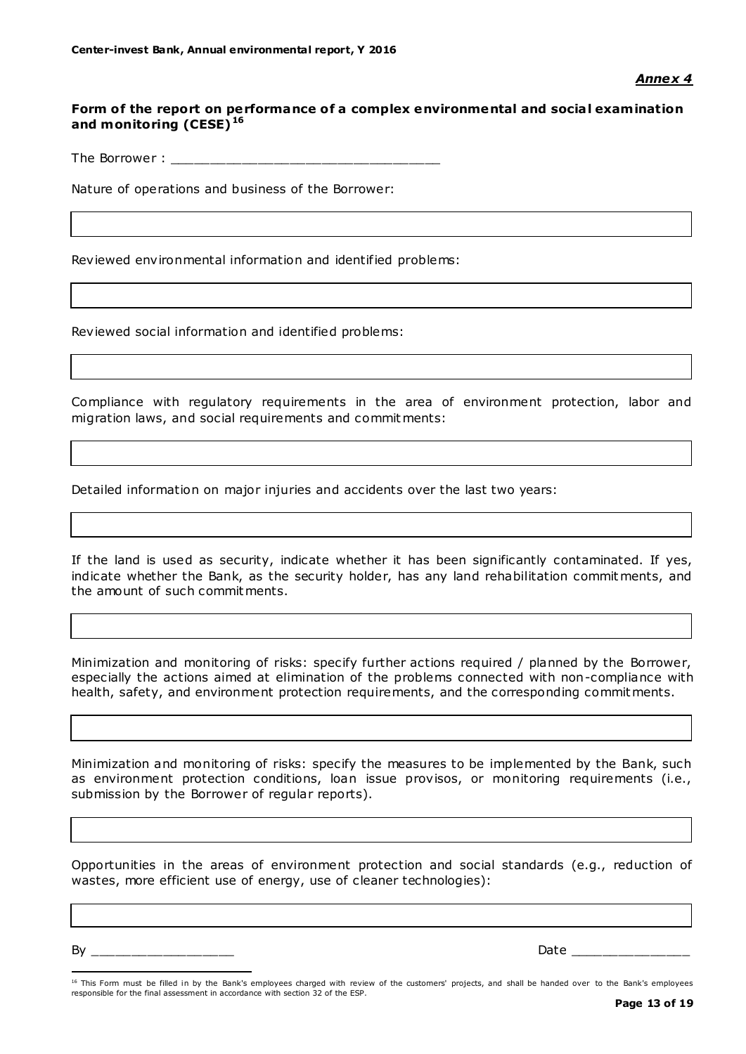*Annex 4*

**Form of the report on performance of a complex environmental and social examination and monitoring (CESE)**[16]

The Borrower : ________________________________

Nature of operations and business of the Borrower:

| |
|---|
| |

Reviewed environmental information and identified problems:

| |
|---|
| |

Reviewed social information and identified problems:

| |
|---|
| |

Compliance with regulatory requirements in the area of environment protection, labor and migration laws, and social requirements and commitments:

| |
|---|
| |

Detailed information on major injuries and accidents over the last two years:

| |
|---|
| |

If the land is used as security, indicate whether it has been significantly contaminated. If yes, indicate whether the Bank, as the security holder, has any land rehabilitation commitments, and the amount of such commitments.

| |
|---|
| |

Minimization and monitoring of risks: specify further actions required / planned by the Borrower, especially the actions aimed at elimination of the problems connected with non-compliance with health, safety, and environment protection requirements, and the corresponding commitments.

| |
|---|
| |

Minimization and monitoring of risks: specify the measures to be implemented by the Bank, such as environment protection conditions, loan issue provisos, or monitoring requirements (i.e., submission by the Borrower of regular reports).

| |
|---|
| |

Opportunities in the areas of environment protection and social standards (e.g., reduction of wastes, more efficient use of energy, use of cleaner technologies):

| |
|---|
| |

By __________________ Date _______________

[16] This Form must be filled in by the Bank's employees charged with review of the customers' projects, and shall be handed over to the Bank's employees responsible for the final assessment in accordance with section 32 of the ESP.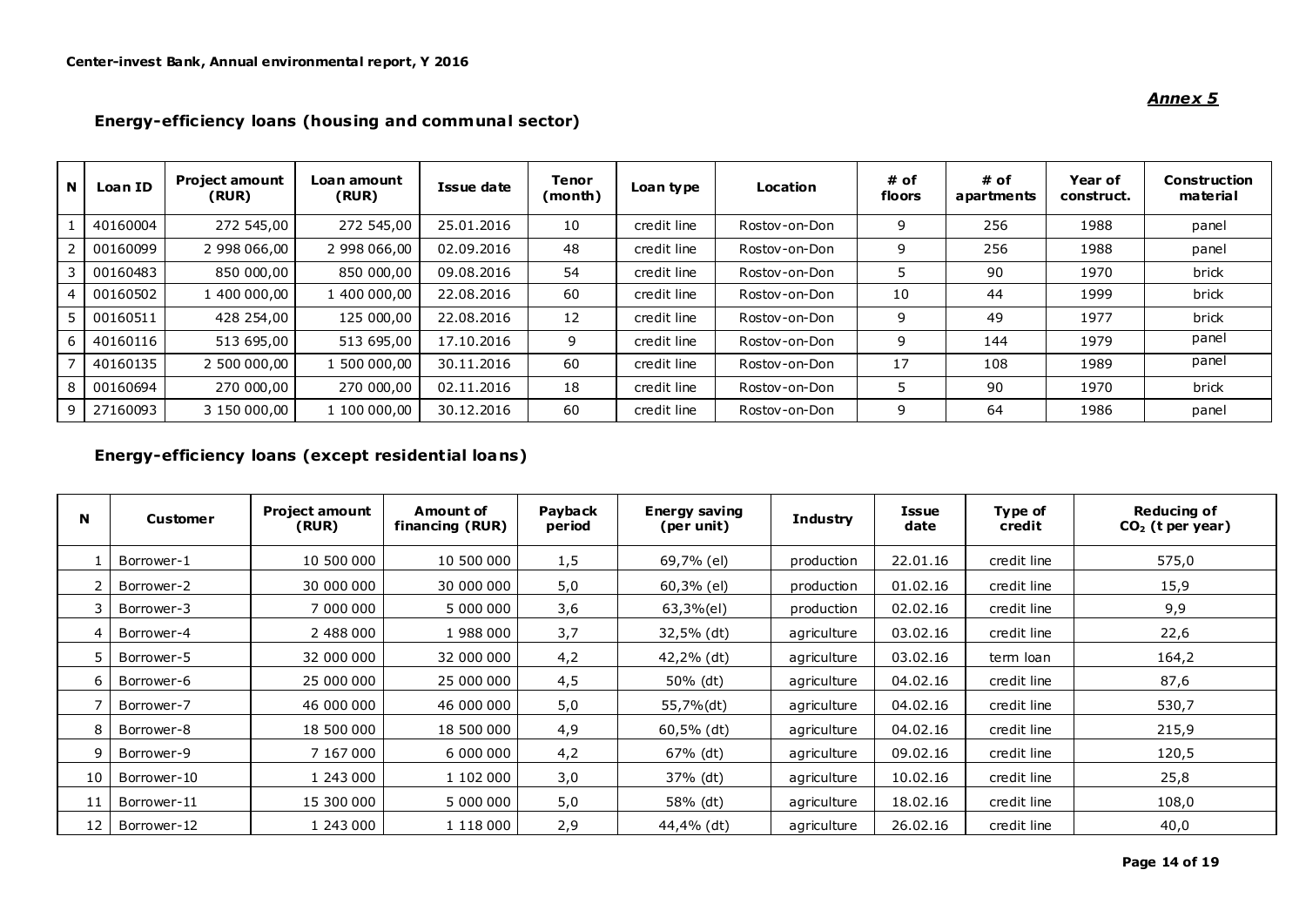*Annex 5*

## Energy-efficiency loans (housing and communal sector)

| N | Loan ID | Project amount (RUR) | Loan amount (RUR) | Issue date | Tenor (month) | Loan type | Location | # of floors | # of apartments | Year of construct. | Construction material |
|---|---|---|---|---|---|---|---|---|---|---|---|
| 1 | 40160004 | 272 545,00 | 272 545,00 | 25.01.2016 | 10 | credit line | Rostov-on-Don | 9 | 256 | 1988 | panel |
| 2 | 00160099 | 2 998 066,00 | 2 998 066,00 | 02.09.2016 | 48 | credit line | Rostov-on-Don | 9 | 256 | 1988 | panel |
| 3 | 00160483 | 850 000,00 | 850 000,00 | 09.08.2016 | 54 | credit line | Rostov-on-Don | 5 | 90 | 1970 | brick |
| 4 | 00160502 | 1 400 000,00 | 1 400 000,00 | 22.08.2016 | 60 | credit line | Rostov-on-Don | 10 | 44 | 1999 | brick |
| 5 | 00160511 | 428 254,00 | 125 000,00 | 22.08.2016 | 12 | credit line | Rostov-on-Don | 9 | 49 | 1977 | brick |
| 6 | 40160116 | 513 695,00 | 513 695,00 | 17.10.2016 | 9 | credit line | Rostov-on-Don | 9 | 144 | 1979 | panel |
| 7 | 40160135 | 2 500 000,00 | 1 500 000,00 | 30.11.2016 | 60 | credit line | Rostov-on-Don | 17 | 108 | 1989 | panel |
| 8 | 00160694 | 270 000,00 | 270 000,00 | 02.11.2016 | 18 | credit line | Rostov-on-Don | 5 | 90 | 1970 | brick |
| 9 | 27160093 | 3 150 000,00 | 1 100 000,00 | 30.12.2016 | 60 | credit line | Rostov-on-Don | 9 | 64 | 1986 | panel |

## Energy-efficiency loans (except residential loans)

| N | Customer | Project amount (RUR) | Amount of financing (RUR) | Payback period | Energy saving (per unit) | Industry | Issue date | Type of credit | Reducing of $CO_2$ (t per year) |
|---|---|---|---|---|---|---|---|---|---|
| 1 | Borrower-1 | 10 500 000 | 10 500 000 | 1,5 | 69,7% (el) | production | 22.01.16 | credit line | 575,0 |
| 2 | Borrower-2 | 30 000 000 | 30 000 000 | 5,0 | 60,3% (el) | production | 01.02.16 | credit line | 15,9 |
| 3 | Borrower-3 | 7 000 000 | 5 000 000 | 3,6 | 63,3%(el) | production | 02.02.16 | credit line | 9,9 |
| 4 | Borrower-4 | 2 488 000 | 1 988 000 | 3,7 | 32,5% (dt) | agriculture | 03.02.16 | credit line | 22,6 |
| 5 | Borrower-5 | 32 000 000 | 32 000 000 | 4,2 | 42,2% (dt) | agriculture | 03.02.16 | term loan | 164,2 |
| 6 | Borrower-6 | 25 000 000 | 25 000 000 | 4,5 | 50% (dt) | agriculture | 04.02.16 | credit line | 87,6 |
| 7 | Borrower-7 | 46 000 000 | 46 000 000 | 5,0 | 55,7%(dt) | agriculture | 04.02.16 | credit line | 530,7 |
| 8 | Borrower-8 | 18 500 000 | 18 500 000 | 4,9 | 60,5% (dt) | agriculture | 04.02.16 | credit line | 215,9 |
| 9 | Borrower-9 | 7 167 000 | 6 000 000 | 4,2 | 67% (dt) | agriculture | 09.02.16 | credit line | 120,5 |
| 10 | Borrower-10 | 1 243 000 | 1 102 000 | 3,0 | 37% (dt) | agriculture | 10.02.16 | credit line | 25,8 |
| 11 | Borrower-11 | 15 300 000 | 5 000 000 | 5,0 | 58% (dt) | agriculture | 18.02.16 | credit line | 108,0 |
| 12 | Borrower-12 | 1 243 000 | 1 118 000 | 2,9 | 44,4% (dt) | agriculture | 26.02.16 | credit line | 40,0 |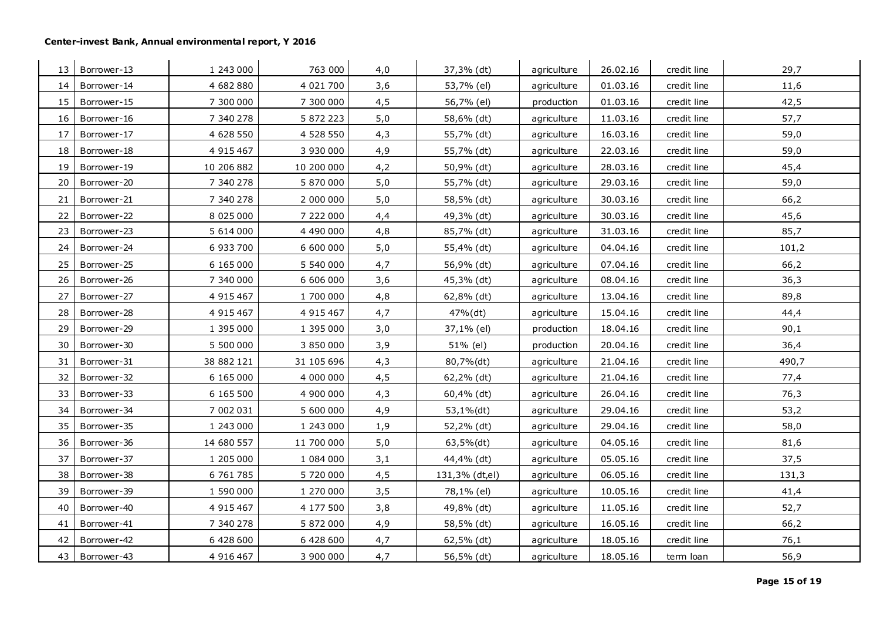| | | | | | | | | | |
|---|---|---|---|---|---|---|---|---|---|
| 13 | Borrower-13 | 1 243 000 | 763 000 | 4,0 | 37,3% (dt) | agriculture | 26.02.16 | credit line | 29,7 |
| 14 | Borrower-14 | 4 682 880 | 4 021 700 | 3,6 | 53,7% (el) | agriculture | 01.03.16 | credit line | 11,6 |
| 15 | Borrower-15 | 7 300 000 | 7 300 000 | 4,5 | 56,7% (el) | production | 01.03.16 | credit line | 42,5 |
| 16 | Borrower-16 | 7 340 278 | 5 872 223 | 5,0 | 58,6% (dt) | agriculture | 11.03.16 | credit line | 57,7 |
| 17 | Borrower-17 | 4 628 550 | 4 528 550 | 4,3 | 55,7% (dt) | agriculture | 16.03.16 | credit line | 59,0 |
| 18 | Borrower-18 | 4 915 467 | 3 930 000 | 4,9 | 55,7% (dt) | agriculture | 22.03.16 | credit line | 59,0 |
| 19 | Borrower-19 | 10 206 882 | 10 200 000 | 4,2 | 50,9% (dt) | agriculture | 28.03.16 | credit line | 45,4 |
| 20 | Borrower-20 | 7 340 278 | 5 870 000 | 5,0 | 55,7% (dt) | agriculture | 29.03.16 | credit line | 59,0 |
| 21 | Borrower-21 | 7 340 278 | 2 000 000 | 5,0 | 58,5% (dt) | agriculture | 30.03.16 | credit line | 66,2 |
| 22 | Borrower-22 | 8 025 000 | 7 222 000 | 4,4 | 49,3% (dt) | agriculture | 30.03.16 | credit line | 45,6 |
| 23 | Borrower-23 | 5 614 000 | 4 490 000 | 4,8 | 85,7% (dt) | agriculture | 31.03.16 | credit line | 85,7 |
| 24 | Borrower-24 | 6 933 700 | 6 600 000 | 5,0 | 55,4% (dt) | agriculture | 04.04.16 | credit line | 101,2 |
| 25 | Borrower-25 | 6 165 000 | 5 540 000 | 4,7 | 56,9% (dt) | agriculture | 07.04.16 | credit line | 66,2 |
| 26 | Borrower-26 | 7 340 000 | 6 606 000 | 3,6 | 45,3% (dt) | agriculture | 08.04.16 | credit line | 36,3 |
| 27 | Borrower-27 | 4 915 467 | 1 700 000 | 4,8 | 62,8% (dt) | agriculture | 13.04.16 | credit line | 89,8 |
| 28 | Borrower-28 | 4 915 467 | 4 915 467 | 4,7 | 47%(dt) | agriculture | 15.04.16 | credit line | 44,4 |
| 29 | Borrower-29 | 1 395 000 | 1 395 000 | 3,0 | 37,1% (el) | production | 18.04.16 | credit line | 90,1 |
| 30 | Borrower-30 | 5 500 000 | 3 850 000 | 3,9 | 51% (el) | production | 20.04.16 | credit line | 36,4 |
| 31 | Borrower-31 | 38 882 121 | 31 105 696 | 4,3 | 80,7%(dt) | agriculture | 21.04.16 | credit line | 490,7 |
| 32 | Borrower-32 | 6 165 000 | 4 000 000 | 4,5 | 62,2% (dt) | agriculture | 21.04.16 | credit line | 77,4 |
| 33 | Borrower-33 | 6 165 500 | 4 900 000 | 4,3 | 60,4% (dt) | agriculture | 26.04.16 | credit line | 76,3 |
| 34 | Borrower-34 | 7 002 031 | 5 600 000 | 4,9 | 53,1%(dt) | agriculture | 29.04.16 | credit line | 53,2 |
| 35 | Borrower-35 | 1 243 000 | 1 243 000 | 1,9 | 52,2% (dt) | agriculture | 29.04.16 | credit line | 58,0 |
| 36 | Borrower-36 | 14 680 557 | 11 700 000 | 5,0 | 63,5%(dt) | agriculture | 04.05.16 | credit line | 81,6 |
| 37 | Borrower-37 | 1 205 000 | 1 084 000 | 3,1 | 44,4% (dt) | agriculture | 05.05.16 | credit line | 37,5 |
| 38 | Borrower-38 | 6 761 785 | 5 720 000 | 4,5 | 131,3% (dt,el) | agriculture | 06.05.16 | credit line | 131,3 |
| 39 | Borrower-39 | 1 590 000 | 1 270 000 | 3,5 | 78,1% (el) | agriculture | 10.05.16 | credit line | 41,4 |
| 40 | Borrower-40 | 4 915 467 | 4 177 500 | 3,8 | 49,8% (dt) | agriculture | 11.05.16 | credit line | 52,7 |
| 41 | Borrower-41 | 7 340 278 | 5 872 000 | 4,9 | 58,5% (dt) | agriculture | 16.05.16 | credit line | 66,2 |
| 42 | Borrower-42 | 6 428 600 | 6 428 600 | 4,7 | 62,5% (dt) | agriculture | 18.05.16 | credit line | 76,1 |
| 43 | Borrower-43 | 4 916 467 | 3 900 000 | 4,7 | 56,5% (dt) | agriculture | 18.05.16 | term loan | 56,9 |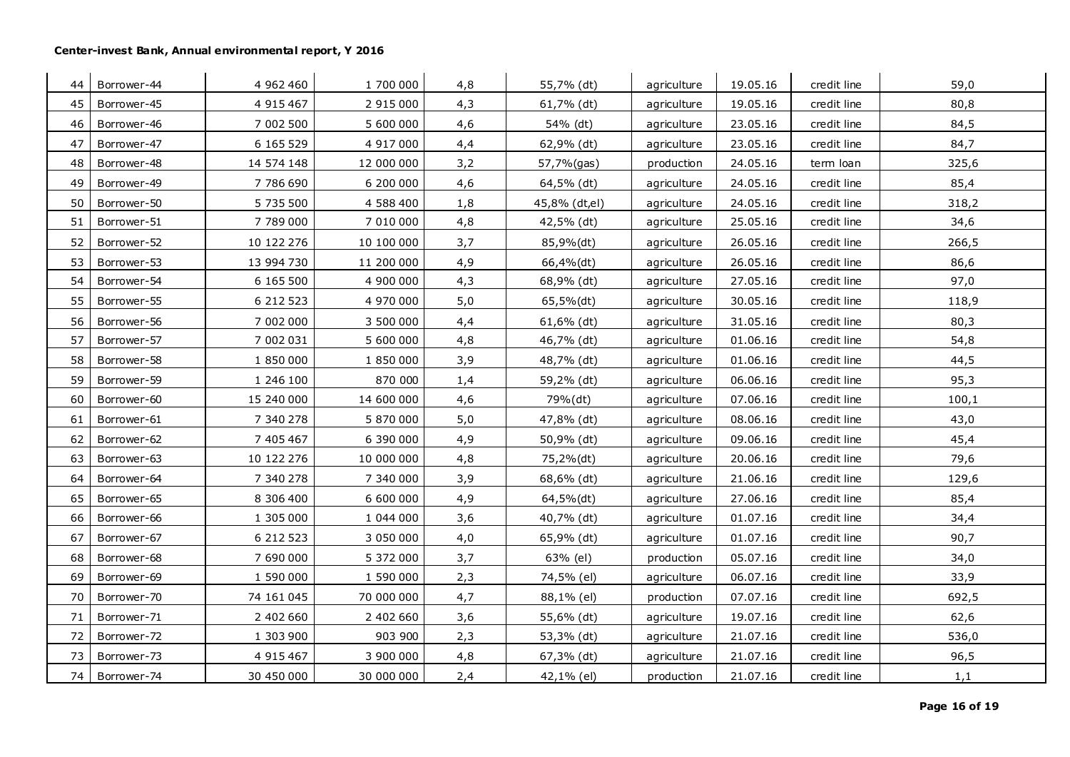| | | | | | | | | | |
|---|---|---|---|---|---|---|---|---|---|
| 44 | Borrower-44 | 4 962 460 | 1 700 000 | 4,8 | 55,7% (dt) | agriculture | 19.05.16 | credit line | 59,0 |
| 45 | Borrower-45 | 4 915 467 | 2 915 000 | 4,3 | 61,7% (dt) | agriculture | 19.05.16 | credit line | 80,8 |
| 46 | Borrower-46 | 7 002 500 | 5 600 000 | 4,6 | 54% (dt) | agriculture | 23.05.16 | credit line | 84,5 |
| 47 | Borrower-47 | 6 165 529 | 4 917 000 | 4,4 | 62,9% (dt) | agriculture | 23.05.16 | credit line | 84,7 |
| 48 | Borrower-48 | 14 574 148 | 12 000 000 | 3,2 | 57,7%(gas) | production | 24.05.16 | term loan | 325,6 |
| 49 | Borrower-49 | 7 786 690 | 6 200 000 | 4,6 | 64,5% (dt) | agriculture | 24.05.16 | credit line | 85,4 |
| 50 | Borrower-50 | 5 735 500 | 4 588 400 | 1,8 | 45,8% (dt,el) | agriculture | 24.05.16 | credit line | 318,2 |
| 51 | Borrower-51 | 7 789 000 | 7 010 000 | 4,8 | 42,5% (dt) | agriculture | 25.05.16 | credit line | 34,6 |
| 52 | Borrower-52 | 10 122 276 | 10 100 000 | 3,7 | 85,9%(dt) | agriculture | 26.05.16 | credit line | 266,5 |
| 53 | Borrower-53 | 13 994 730 | 11 200 000 | 4,9 | 66,4%(dt) | agriculture | 26.05.16 | credit line | 86,6 |
| 54 | Borrower-54 | 6 165 500 | 4 900 000 | 4,3 | 68,9% (dt) | agriculture | 27.05.16 | credit line | 97,0 |
| 55 | Borrower-55 | 6 212 523 | 4 970 000 | 5,0 | 65,5%(dt) | agriculture | 30.05.16 | credit line | 118,9 |
| 56 | Borrower-56 | 7 002 000 | 3 500 000 | 4,4 | 61,6% (dt) | agriculture | 31.05.16 | credit line | 80,3 |
| 57 | Borrower-57 | 7 002 031 | 5 600 000 | 4,8 | 46,7% (dt) | agriculture | 01.06.16 | credit line | 54,8 |
| 58 | Borrower-58 | 1 850 000 | 1 850 000 | 3,9 | 48,7% (dt) | agriculture | 01.06.16 | credit line | 44,5 |
| 59 | Borrower-59 | 1 246 100 | 870 000 | 1,4 | 59,2% (dt) | agriculture | 06.06.16 | credit line | 95,3 |
| 60 | Borrower-60 | 15 240 000 | 14 600 000 | 4,6 | 79%(dt) | agriculture | 07.06.16 | credit line | 100,1 |
| 61 | Borrower-61 | 7 340 278 | 5 870 000 | 5,0 | 47,8% (dt) | agriculture | 08.06.16 | credit line | 43,0 |
| 62 | Borrower-62 | 7 405 467 | 6 390 000 | 4,9 | 50,9% (dt) | agriculture | 09.06.16 | credit line | 45,4 |
| 63 | Borrower-63 | 10 122 276 | 10 000 000 | 4,8 | 75,2%(dt) | agriculture | 20.06.16 | credit line | 79,6 |
| 64 | Borrower-64 | 7 340 278 | 7 340 000 | 3,9 | 68,6% (dt) | agriculture | 21.06.16 | credit line | 129,6 |
| 65 | Borrower-65 | 8 306 400 | 6 600 000 | 4,9 | 64,5%(dt) | agriculture | 27.06.16 | credit line | 85,4 |
| 66 | Borrower-66 | 1 305 000 | 1 044 000 | 3,6 | 40,7% (dt) | agriculture | 01.07.16 | credit line | 34,4 |
| 67 | Borrower-67 | 6 212 523 | 3 050 000 | 4,0 | 65,9% (dt) | agriculture | 01.07.16 | credit line | 90,7 |
| 68 | Borrower-68 | 7 690 000 | 5 372 000 | 3,7 | 63% (el) | production | 05.07.16 | credit line | 34,0 |
| 69 | Borrower-69 | 1 590 000 | 1 590 000 | 2,3 | 74,5% (el) | agriculture | 06.07.16 | credit line | 33,9 |
| 70 | Borrower-70 | 74 161 045 | 70 000 000 | 4,7 | 88,1% (el) | production | 07.07.16 | credit line | 692,5 |
| 71 | Borrower-71 | 2 402 660 | 2 402 660 | 3,6 | 55,6% (dt) | agriculture | 19.07.16 | credit line | 62,6 |
| 72 | Borrower-72 | 1 303 900 | 903 900 | 2,3 | 53,3% (dt) | agriculture | 21.07.16 | credit line | 536,0 |
| 73 | Borrower-73 | 4 915 467 | 3 900 000 | 4,8 | 67,3% (dt) | agriculture | 21.07.16 | credit line | 96,5 |
| 74 | Borrower-74 | 30 450 000 | 30 000 000 | 2,4 | 42,1% (el) | production | 21.07.16 | credit line | 1,1 |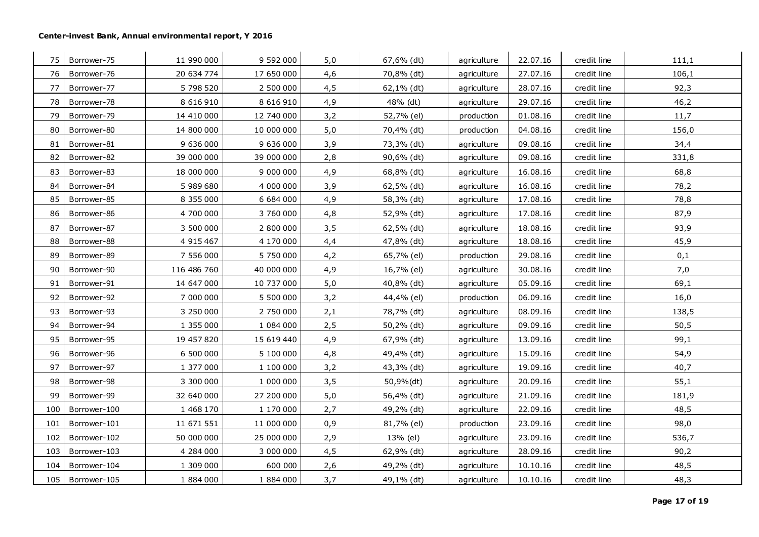| | | | | | | | | | |
|---|---|---|---|---|---|---|---|---|---|
| 75 | Borrower-75 | 11 990 000 | 9 592 000 | 5,0 | 67,6% (dt) | agriculture | 22.07.16 | credit line | 111,1 |
| 76 | Borrower-76 | 20 634 774 | 17 650 000 | 4,6 | 70,8% (dt) | agriculture | 27.07.16 | credit line | 106,1 |
| 77 | Borrower-77 | 5 798 520 | 2 500 000 | 4,5 | 62,1% (dt) | agriculture | 28.07.16 | credit line | 92,3 |
| 78 | Borrower-78 | 8 616 910 | 8 616 910 | 4,9 | 48% (dt) | agriculture | 29.07.16 | credit line | 46,2 |
| 79 | Borrower-79 | 14 410 000 | 12 740 000 | 3,2 | 52,7% (el) | production | 01.08.16 | credit line | 11,7 |
| 80 | Borrower-80 | 14 800 000 | 10 000 000 | 5,0 | 70,4% (dt) | production | 04.08.16 | credit line | 156,0 |
| 81 | Borrower-81 | 9 636 000 | 9 636 000 | 3,9 | 73,3% (dt) | agriculture | 09.08.16 | credit line | 34,4 |
| 82 | Borrower-82 | 39 000 000 | 39 000 000 | 2,8 | 90,6% (dt) | agriculture | 09.08.16 | credit line | 331,8 |
| 83 | Borrower-83 | 18 000 000 | 9 000 000 | 4,9 | 68,8% (dt) | agriculture | 16.08.16 | credit line | 68,8 |
| 84 | Borrower-84 | 5 989 680 | 4 000 000 | 3,9 | 62,5% (dt) | agriculture | 16.08.16 | credit line | 78,2 |
| 85 | Borrower-85 | 8 355 000 | 6 684 000 | 4,9 | 58,3% (dt) | agriculture | 17.08.16 | credit line | 78,8 |
| 86 | Borrower-86 | 4 700 000 | 3 760 000 | 4,8 | 52,9% (dt) | agriculture | 17.08.16 | credit line | 87,9 |
| 87 | Borrower-87 | 3 500 000 | 2 800 000 | 3,5 | 62,5% (dt) | agriculture | 18.08.16 | credit line | 93,9 |
| 88 | Borrower-88 | 4 915 467 | 4 170 000 | 4,4 | 47,8% (dt) | agriculture | 18.08.16 | credit line | 45,9 |
| 89 | Borrower-89 | 7 556 000 | 5 750 000 | 4,2 | 65,7% (el) | production | 29.08.16 | credit line | 0,1 |
| 90 | Borrower-90 | 116 486 760 | 40 000 000 | 4,9 | 16,7% (el) | agriculture | 30.08.16 | credit line | 7,0 |
| 91 | Borrower-91 | 14 647 000 | 10 737 000 | 5,0 | 40,8% (dt) | agriculture | 05.09.16 | credit line | 69,1 |
| 92 | Borrower-92 | 7 000 000 | 5 500 000 | 3,2 | 44,4% (el) | production | 06.09.16 | credit line | 16,0 |
| 93 | Borrower-93 | 3 250 000 | 2 750 000 | 2,1 | 78,7% (dt) | agriculture | 08.09.16 | credit line | 138,5 |
| 94 | Borrower-94 | 1 355 000 | 1 084 000 | 2,5 | 50,2% (dt) | agriculture | 09.09.16 | credit line | 50,5 |
| 95 | Borrower-95 | 19 457 820 | 15 619 440 | 4,9 | 67,9% (dt) | agriculture | 13.09.16 | credit line | 99,1 |
| 96 | Borrower-96 | 6 500 000 | 5 100 000 | 4,8 | 49,4% (dt) | agriculture | 15.09.16 | credit line | 54,9 |
| 97 | Borrower-97 | 1 377 000 | 1 100 000 | 3,2 | 43,3% (dt) | agriculture | 19.09.16 | credit line | 40,7 |
| 98 | Borrower-98 | 3 300 000 | 1 000 000 | 3,5 | 50,9%(dt) | agriculture | 20.09.16 | credit line | 55,1 |
| 99 | Borrower-99 | 32 640 000 | 27 200 000 | 5,0 | 56,4% (dt) | agriculture | 21.09.16 | credit line | 181,9 |
| 100 | Borrower-100 | 1 468 170 | 1 170 000 | 2,7 | 49,2% (dt) | agriculture | 22.09.16 | credit line | 48,5 |
| 101 | Borrower-101 | 11 671 551 | 11 000 000 | 0,9 | 81,7% (el) | production | 23.09.16 | credit line | 98,0 |
| 102 | Borrower-102 | 50 000 000 | 25 000 000 | 2,9 | 13% (el) | agriculture | 23.09.16 | credit line | 536,7 |
| 103 | Borrower-103 | 4 284 000 | 3 000 000 | 4,5 | 62,9% (dt) | agriculture | 28.09.16 | credit line | 90,2 |
| 104 | Borrower-104 | 1 309 000 | 600 000 | 2,6 | 49,2% (dt) | agriculture | 10.10.16 | credit line | 48,5 |
| 105 | Borrower-105 | 1 884 000 | 1 884 000 | 3,7 | 49,1% (dt) | agriculture | 10.10.16 | credit line | 48,3 |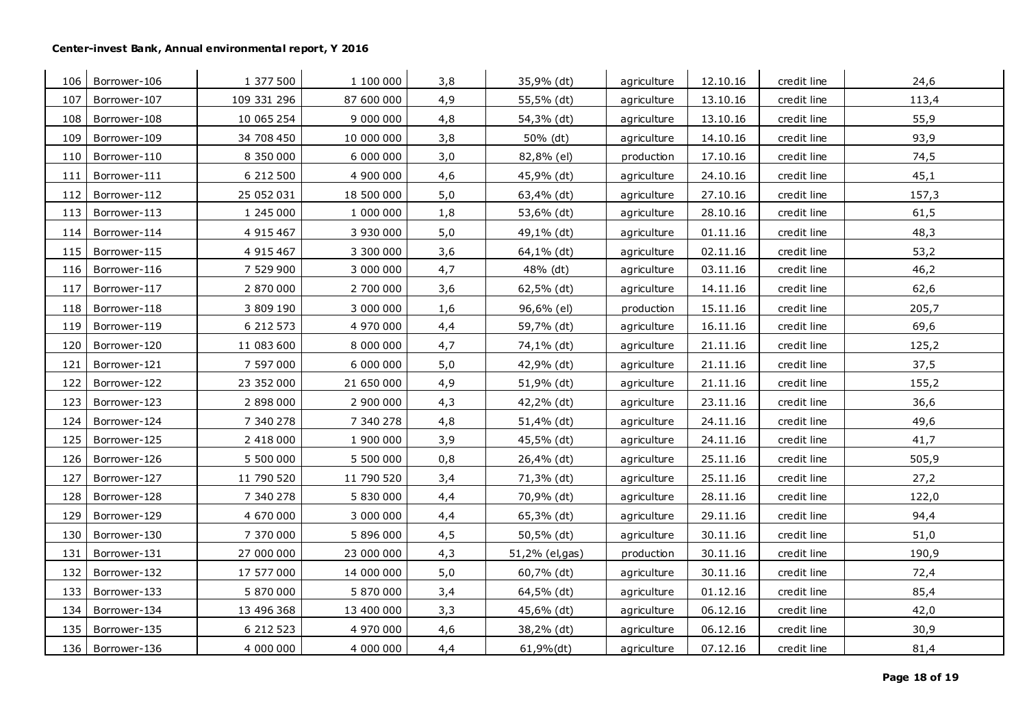| | | | | | | | | | |
|---|---|---|---|---|---|---|---|---|---|
| 106 | Borrower-106 | 1 377 500 | 1 100 000 | 3,8 | 35,9% (dt) | agriculture | 12.10.16 | credit line | 24,6 |
| 107 | Borrower-107 | 109 331 296 | 87 600 000 | 4,9 | 55,5% (dt) | agriculture | 13.10.16 | credit line | 113,4 |
| 108 | Borrower-108 | 10 065 254 | 9 000 000 | 4,8 | 54,3% (dt) | agriculture | 13.10.16 | credit line | 55,9 |
| 109 | Borrower-109 | 34 708 450 | 10 000 000 | 3,8 | 50% (dt) | agriculture | 14.10.16 | credit line | 93,9 |
| 110 | Borrower-110 | 8 350 000 | 6 000 000 | 3,0 | 82,8% (el) | production | 17.10.16 | credit line | 74,5 |
| 111 | Borrower-111 | 6 212 500 | 4 900 000 | 4,6 | 45,9% (dt) | agriculture | 24.10.16 | credit line | 45,1 |
| 112 | Borrower-112 | 25 052 031 | 18 500 000 | 5,0 | 63,4% (dt) | agriculture | 27.10.16 | credit line | 157,3 |
| 113 | Borrower-113 | 1 245 000 | 1 000 000 | 1,8 | 53,6% (dt) | agriculture | 28.10.16 | credit line | 61,5 |
| 114 | Borrower-114 | 4 915 467 | 3 930 000 | 5,0 | 49,1% (dt) | agriculture | 01.11.16 | credit line | 48,3 |
| 115 | Borrower-115 | 4 915 467 | 3 300 000 | 3,6 | 64,1% (dt) | agriculture | 02.11.16 | credit line | 53,2 |
| 116 | Borrower-116 | 7 529 900 | 3 000 000 | 4,7 | 48% (dt) | agriculture | 03.11.16 | credit line | 46,2 |
| 117 | Borrower-117 | 2 870 000 | 2 700 000 | 3,6 | 62,5% (dt) | agriculture | 14.11.16 | credit line | 62,6 |
| 118 | Borrower-118 | 3 809 190 | 3 000 000 | 1,6 | 96,6% (el) | production | 15.11.16 | credit line | 205,7 |
| 119 | Borrower-119 | 6 212 573 | 4 970 000 | 4,4 | 59,7% (dt) | agriculture | 16.11.16 | credit line | 69,6 |
| 120 | Borrower-120 | 11 083 600 | 8 000 000 | 4,7 | 74,1% (dt) | agriculture | 21.11.16 | credit line | 125,2 |
| 121 | Borrower-121 | 7 597 000 | 6 000 000 | 5,0 | 42,9% (dt) | agriculture | 21.11.16 | credit line | 37,5 |
| 122 | Borrower-122 | 23 352 000 | 21 650 000 | 4,9 | 51,9% (dt) | agriculture | 21.11.16 | credit line | 155,2 |
| 123 | Borrower-123 | 2 898 000 | 2 900 000 | 4,3 | 42,2% (dt) | agriculture | 23.11.16 | credit line | 36,6 |
| 124 | Borrower-124 | 7 340 278 | 7 340 278 | 4,8 | 51,4% (dt) | agriculture | 24.11.16 | credit line | 49,6 |
| 125 | Borrower-125 | 2 418 000 | 1 900 000 | 3,9 | 45,5% (dt) | agriculture | 24.11.16 | credit line | 41,7 |
| 126 | Borrower-126 | 5 500 000 | 5 500 000 | 0,8 | 26,4% (dt) | agriculture | 25.11.16 | credit line | 505,9 |
| 127 | Borrower-127 | 11 790 520 | 11 790 520 | 3,4 | 71,3% (dt) | agriculture | 25.11.16 | credit line | 27,2 |
| 128 | Borrower-128 | 7 340 278 | 5 830 000 | 4,4 | 70,9% (dt) | agriculture | 28.11.16 | credit line | 122,0 |
| 129 | Borrower-129 | 4 670 000 | 3 000 000 | 4,4 | 65,3% (dt) | agriculture | 29.11.16 | credit line | 94,4 |
| 130 | Borrower-130 | 7 370 000 | 5 896 000 | 4,5 | 50,5% (dt) | agriculture | 30.11.16 | credit line | 51,0 |
| 131 | Borrower-131 | 27 000 000 | 23 000 000 | 4,3 | 51,2% (el,gas) | production | 30.11.16 | credit line | 190,9 |
| 132 | Borrower-132 | 17 577 000 | 14 000 000 | 5,0 | 60,7% (dt) | agriculture | 30.11.16 | credit line | 72,4 |
| 133 | Borrower-133 | 5 870 000 | 5 870 000 | 3,4 | 64,5% (dt) | agriculture | 01.12.16 | credit line | 85,4 |
| 134 | Borrower-134 | 13 496 368 | 13 400 000 | 3,3 | 45,6% (dt) | agriculture | 06.12.16 | credit line | 42,0 |
| 135 | Borrower-135 | 6 212 523 | 4 970 000 | 4,6 | 38,2% (dt) | agriculture | 06.12.16 | credit line | 30,9 |
| 136 | Borrower-136 | 4 000 000 | 4 000 000 | 4,4 | 61,9%(dt) | agriculture | 07.12.16 | credit line | 81,4 |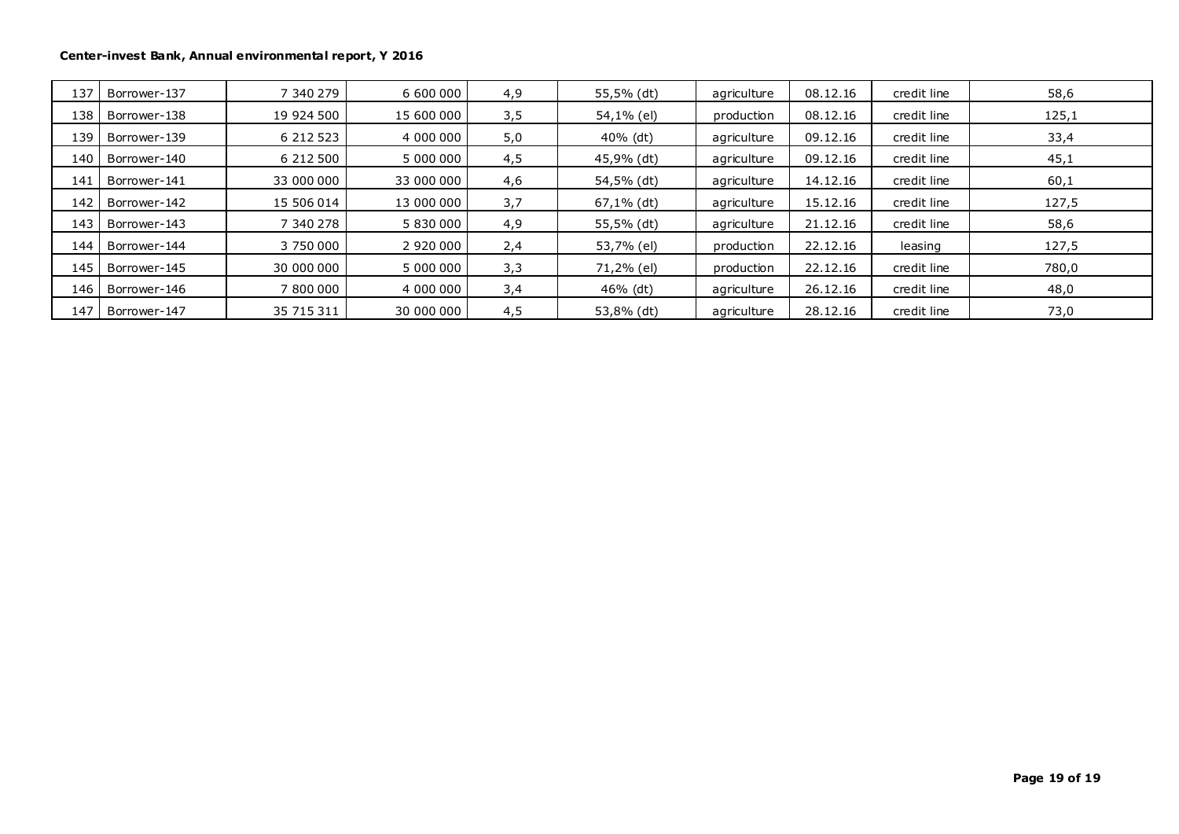| | | | | | | | | | |
|---|---|---|---|---|---|---|---|---|---|
| 137 | Borrower-137 | 7 340 279 | 6 600 000 | 4,9 | 55,5% (dt) | agriculture | 08.12.16 | credit line | 58,6 |
| 138 | Borrower-138 | 19 924 500 | 15 600 000 | 3,5 | 54,1% (el) | production | 08.12.16 | credit line | 125,1 |
| 139 | Borrower-139 | 6 212 523 | 4 000 000 | 5,0 | 40% (dt) | agriculture | 09.12.16 | credit line | 33,4 |
| 140 | Borrower-140 | 6 212 500 | 5 000 000 | 4,5 | 45,9% (dt) | agriculture | 09.12.16 | credit line | 45,1 |
| 141 | Borrower-141 | 33 000 000 | 33 000 000 | 4,6 | 54,5% (dt) | agriculture | 14.12.16 | credit line | 60,1 |
| 142 | Borrower-142 | 15 506 014 | 13 000 000 | 3,7 | 67,1% (dt) | agriculture | 15.12.16 | credit line | 127,5 |
| 143 | Borrower-143 | 7 340 278 | 5 830 000 | 4,9 | 55,5% (dt) | agriculture | 21.12.16 | credit line | 58,6 |
| 144 | Borrower-144 | 3 750 000 | 2 920 000 | 2,4 | 53,7% (el) | production | 22.12.16 | leasing | 127,5 |
| 145 | Borrower-145 | 30 000 000 | 5 000 000 | 3,3 | 71,2% (el) | production | 22.12.16 | credit line | 780,0 |
| 146 | Borrower-146 | 7 800 000 | 4 000 000 | 3,4 | 46% (dt) | agriculture | 26.12.16 | credit line | 48,0 |
| 147 | Borrower-147 | 35 715 311 | 30 000 000 | 4,5 | 53,8% (dt) | agriculture | 28.12.16 | credit line | 73,0 |